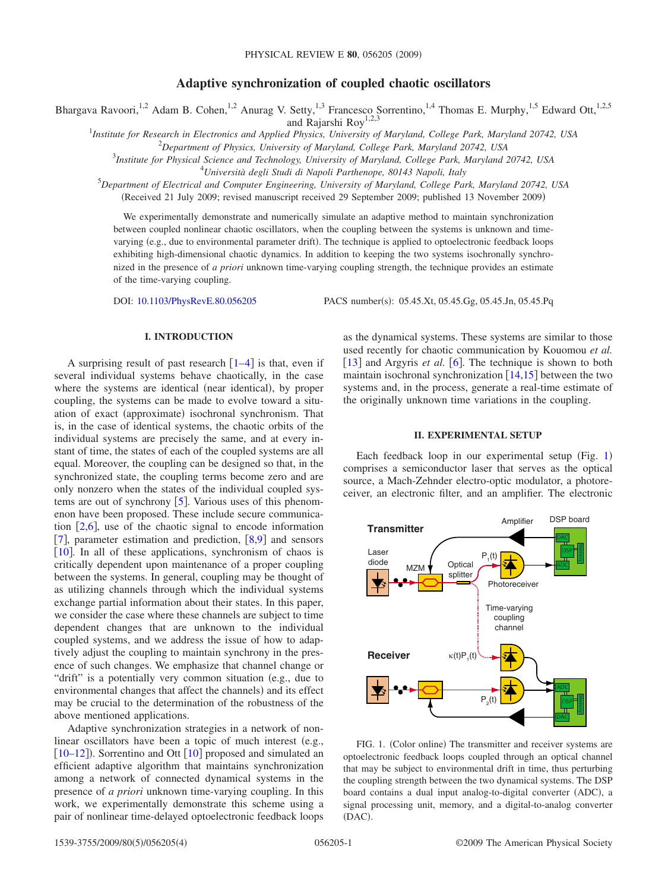# Adaptive synchronization of coupled chaotic oscillators

Bhargava Ravoori,[1,2] Adam B. Cohen,[1,2] Anurag V. Setty,[1,3] Francesco Sorrentino,[1,4] Thomas E. Murphy,[1,5] Edward Ott,[1,2,5] and Rajarshi Roy[1,2,3]

[1]Institute for Research in Electronics and Applied Physics, University of Maryland, College Park, Maryland 20742, USA
[2]Department of Physics, University of Maryland, College Park, Maryland 20742, USA
[3]Institute for Physical Science and Technology, University of Maryland, College Park, Maryland 20742, USA
[4]Università degli Studi di Napoli Parthenope, 80143 Napoli, Italy
[5]Department of Electrical and Computer Engineering, University of Maryland, College Park, Maryland 20742, USA

(Received 21 July 2009; revised manuscript received 29 September 2009; published 13 November 2009)

We experimentally demonstrate and numerically simulate an adaptive method to maintain synchronization between coupled nonlinear chaotic oscillators, when the coupling between the systems is unknown and time-varying (e.g., due to environmental parameter drift). The technique is applied to optoelectronic feedback loops exhibiting high-dimensional chaotic dynamics. In addition to keeping the two systems isochronally synchronized in the presence of *a priori* unknown time-varying coupling strength, the technique provides an estimate of the time-varying coupling.

DOI: 10.1103/PhysRevE.80.056205 PACS number(s): 05.45.Xt, 05.45.Gg, 05.45.Jn, 05.45.Pq

## I. INTRODUCTION

A surprising result of past research [1–4] is that, even if several individual systems behave chaotically, in the case where the systems are identical (near identical), by proper coupling, the systems can be made to evolve toward a situation of exact (approximate) isochronal synchronism. That is, in the case of identical systems, the chaotic orbits of the individual systems are precisely the same, and at every instant of time, the states of each of the coupled systems are all equal. Moreover, the coupling can be designed so that, in the synchronized state, the coupling terms become zero and are only nonzero when the states of the individual coupled systems are out of synchrony [5]. Various uses of this phenomenon have been proposed. These include secure communication [2,6], use of the chaotic signal to encode information [7], parameter estimation and prediction, [8,9] and sensors [10]. In all of these applications, synchronism of chaos is critically dependent upon maintenance of a proper coupling between the systems. In general, coupling may be thought of as utilizing channels through which the individual systems exchange partial information about their states. In this paper, we consider the case where these channels are subject to time dependent changes that are unknown to the individual coupled systems, and we address the issue of how to adaptively adjust the coupling to maintain synchrony in the presence of such changes. We emphasize that channel change or "drift" is a potentially very common situation (e.g., due to environmental changes that affect the channels) and its effect may be crucial to the determination of the robustness of the above mentioned applications.

Adaptive synchronization strategies in a network of nonlinear oscillators have been a topic of much interest (e.g., [10–12]). Sorrentino and Ott [10] proposed and simulated an efficient adaptive algorithm that maintains synchronization among a network of connected dynamical systems in the presence of *a priori* unknown time-varying coupling. In this work, we experimentally demonstrate this scheme using a pair of nonlinear time-delayed optoelectronic feedback loops as the dynamical systems. These systems are similar to those used recently for chaotic communication by Kouomou *et al.* [13] and Argyris *et al.* [6]. The technique is shown to both maintain isochronal synchronization [14,15] between the two systems and, in the process, generate a real-time estimate of the originally unknown time variations in the coupling.

## II. EXPERIMENTAL SETUP

Each feedback loop in our experimental setup (Fig. 1) comprises a semiconductor laser that serves as the optical source, a Mach-Zehnder electro-optic modulator, a photoreceiver, an electronic filter, and an amplifier. The electronic

FIG. 1. (Color online) The transmitter and receiver systems are optoelectronic feedback loops coupled through an optical channel that may be subject to environmental drift in time, thus perturbing the coupling strength between the two dynamical systems. The DSP board contains a dual input analog-to-digital converter (ADC), a signal processing unit, memory, and a digital-to-analog converter (DAC).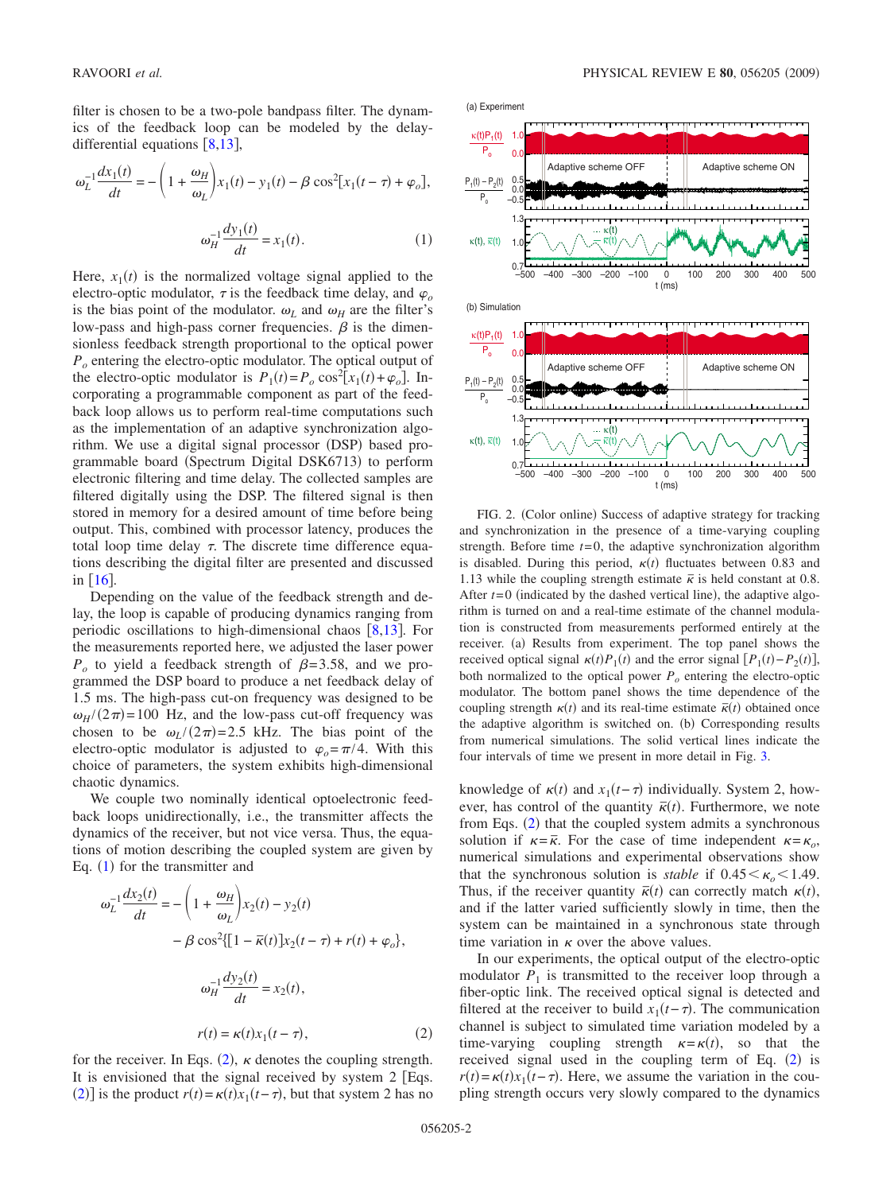filter is chosen to be a two-pole bandpass filter. The dynamics of the feedback loop can be modeled by the delay-differential equations [8,13],

$$\omega_L^{-1}\frac{dx_1(t)}{dt} = -\left(1 + \frac{\omega_H}{\omega_L}\right)x_1(t) - y_1(t) - \beta\cos^2[x_1(t-\tau) + \varphi_o],$$

$$\omega_H^{-1}\frac{dy_1(t)}{dt} = x_1(t). \quad (1)$$

Here, $x_1(t)$ is the normalized voltage signal applied to the electro-optic modulator, $\tau$ is the feedback time delay, and $\varphi_o$ is the bias point of the modulator. $\omega_L$ and $\omega_H$ are the filter's low-pass and high-pass corner frequencies. $\beta$ is the dimensionless feedback strength proportional to the optical power $P_o$ entering the electro-optic modulator. The optical output of the electro-optic modulator is $P_1(t) = P_o\cos^2[x_1(t) + \varphi_o]$. Incorporating a programmable component as part of the feedback loop allows us to perform real-time computations such as the implementation of an adaptive synchronization algorithm. We use a digital signal processor (DSP) based programmable board (Spectrum Digital DSK6713) to perform electronic filtering and time delay. The collected samples are filtered digitally using the DSP. The filtered signal is then stored in memory for a desired amount of time before being output. This, combined with processor latency, produces the total loop time delay $\tau$. The discrete time difference equations describing the digital filter are presented and discussed in [16].

Depending on the value of the feedback strength and delay, the loop is capable of producing dynamics ranging from periodic oscillations to high-dimensional chaos [8,13]. For the measurements reported here, we adjusted the laser power $P_o$ to yield a feedback strength of $\beta = 3.58$, and we programmed the DSP board to produce a net feedback delay of 1.5 ms. The high-pass cut-on frequency was designed to be $\omega_H/(2\pi) = 100$ Hz, and the low-pass cut-off frequency was chosen to be $\omega_L/(2\pi) = 2.5$ kHz. The bias point of the electro-optic modulator is adjusted to $\varphi_o = \pi/4$. With this choice of parameters, the system exhibits high-dimensional chaotic dynamics.

We couple two nominally identical optoelectronic feedback loops unidirectionally, i.e., the transmitter affects the dynamics of the receiver, but not vice versa. Thus, the equations of motion describing the coupled system are given by Eq. (1) for the transmitter and

$$\omega_L^{-1}\frac{dx_2(t)}{dt} = -\left(1 + \frac{\omega_H}{\omega_L}\right)x_2(t) - y_2(t)$$
$$- \beta\cos^2\{[1 - \bar{\kappa}(t)]x_2(t-\tau) + r(t) + \varphi_o\},$$

$$\omega_H^{-1}\frac{dy_2(t)}{dt} = x_2(t),$$

$$r(t) = \kappa(t)x_1(t-\tau), \quad (2)$$

for the receiver. In Eqs. (2), $\kappa$ denotes the coupling strength. It is envisioned that the signal received by system 2 [Eqs. (2)] is the product $r(t) = \kappa(t)x_1(t-\tau)$, but that system 2 has no knowledge of $\kappa(t)$ and $x_1(t-\tau)$ individually. System 2, however, has control of the quantity $\bar{\kappa}(t)$. Furthermore, we note from Eqs. (2) that the coupled system admits a synchronous solution if $\kappa = \bar{\kappa}$. For the case of time independent $\kappa = \kappa_o$, numerical simulations and experimental observations show that the synchronous solution is *stable* if $0.45 < \kappa_o < 1.49$. Thus, if the receiver quantity $\bar{\kappa}(t)$ can correctly match $\kappa(t)$, and if the latter varied sufficiently slowly in time, then the system can be maintained in a synchronous state through time variation in $\kappa$ over the above values.

In our experiments, the optical output of the electro-optic modulator $P_1$ is transmitted to the receiver loop through a fiber-optic link. The received optical signal is detected and filtered at the receiver to build $x_1(t-\tau)$. The communication channel is subject to simulated time variation modeled by a time-varying coupling strength $\kappa = \kappa(t)$, so that the received signal used in the coupling term of Eq. (2) is $r(t) = \kappa(t)x_1(t-\tau)$. Here, we assume the variation in the coupling strength occurs very slowly compared to the dynamics

FIG. 2. (Color online) Success of adaptive strategy for tracking and synchronization in the presence of a time-varying coupling strength. Before time $t=0$, the adaptive synchronization algorithm is disabled. During this period, $\kappa(t)$ fluctuates between 0.83 and 1.13 while the coupling strength estimate $\bar{\kappa}$ is held constant at 0.8. After $t=0$ (indicated by the dashed vertical line), the adaptive algorithm is turned on and a real-time estimate of the channel modulation is constructed from measurements performed entirely at the receiver. (a) Results from experiment. The top panel shows the received optical signal $\kappa(t)P_1(t)$ and the error signal $[P_1(t) - P_2(t)]$, both normalized to the optical power $P_o$ entering the electro-optic modulator. The bottom panel shows the time dependence of the coupling strength $\kappa(t)$ and its real-time estimate $\bar{\kappa}(t)$ obtained once the adaptive algorithm is switched on. (b) Corresponding results from numerical simulations. The solid vertical lines indicate the four intervals of time we present in more detail in Fig. 3.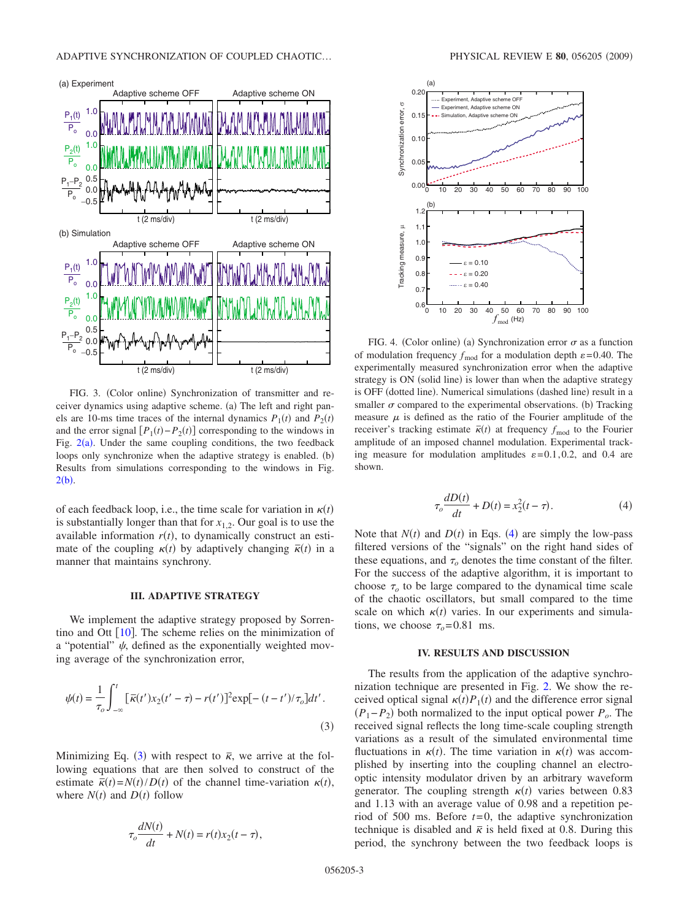FIG. 3. (Color online) Synchronization of transmitter and receiver dynamics using adaptive scheme. (a) The left and right panels are 10-ms time traces of the internal dynamics $P_1(t)$ and $P_2(t)$ and the error signal $[P_1(t)-P_2(t)]$ corresponding to the windows in Fig. 2(a). Under the same coupling conditions, the two feedback loops only synchronize when the adaptive strategy is enabled. (b) Results from simulations corresponding to the windows in Fig. 2(b).

of each feedback loop, i.e., the time scale for variation in $\kappa(t)$ is substantially longer than that for $x_{1,2}$. Our goal is to use the available information $r(t)$, to dynamically construct an estimate of the coupling $\kappa(t)$ by adaptively changing $\bar{\kappa}(t)$ in a manner that maintains synchrony.

## III. ADAPTIVE STRATEGY

We implement the adaptive strategy proposed by Sorrentino and Ott [10]. The scheme relies on the minimization of a "potential" $\psi$, defined as the exponentially weighted moving average of the synchronization error,

$$\psi(t) = \frac{1}{\tau_o}\int_{-\infty}^{t} [\bar{\kappa}(t')x_2(t'-\tau) - r(t')]^2 \exp[-(t-t')/\tau_o]dt'. \tag{3}$$

Minimizing Eq. (3) with respect to $\bar{\kappa}$, we arrive at the following equations that are then solved to construct of the estimate $\bar{\kappa}(t)=N(t)/D(t)$ of the channel time-variation $\kappa(t)$, where $N(t)$ and $D(t)$ follow

$$\tau_o\frac{dN(t)}{dt} + N(t) = r(t)x_2(t-\tau),$$

$$\tau_o\frac{dD(t)}{dt} + D(t) = x_2^2(t-\tau). \tag{4}$$

Note that $N(t)$ and $D(t)$ in Eqs. (4) are simply the low-pass filtered versions of the "signals" on the right hand sides of these equations, and $\tau_o$ denotes the time constant of the filter. For the success of the adaptive algorithm, it is important to choose $\tau_o$ to be large compared to the dynamical time scale of the chaotic oscillators, but small compared to the time scale on which $\kappa(t)$ varies. In our experiments and simulations, we choose $\tau_o=0.81$ ms.

FIG. 4. (Color online) (a) Synchronization error $\sigma$ as a function of modulation frequency $f_{\text{mod}}$ for a modulation depth $\varepsilon=0.40$. The experimentally measured synchronization error when the adaptive strategy is ON (solid line) is lower than when the adaptive strategy is OFF (dotted line). Numerical simulations (dashed line) result in a smaller $\sigma$ compared to the experimental observations. (b) Tracking measure $\mu$ is defined as the ratio of the Fourier amplitude of the receiver's tracking estimate $\bar{\kappa}(t)$ at frequency $f_{\text{mod}}$ to the Fourier amplitude of an imposed channel modulation. Experimental tracking measure for modulation amplitudes $\varepsilon=0.1, 0.2$, and 0.4 are shown.

## IV. RESULTS AND DISCUSSION

The results from the application of the adaptive synchronization technique are presented in Fig. 2. We show the received optical signal $\kappa(t)P_1(t)$ and the difference error signal $(P_1-P_2)$ both normalized to the input optical power $P_o$. The received signal reflects the long time-scale coupling strength variations as a result of the simulated environmental time fluctuations in $\kappa(t)$. The time variation in $\kappa(t)$ was accomplished by inserting into the coupling channel an electro-optic intensity modulator driven by an arbitrary waveform generator. The coupling strength $\kappa(t)$ varies between 0.83 and 1.13 with an average value of 0.98 and a repetition period of 500 ms. Before $t=0$, the adaptive synchronization technique is disabled and $\bar{\kappa}$ is held fixed at 0.8. During this period, the synchrony between the two feedback loops is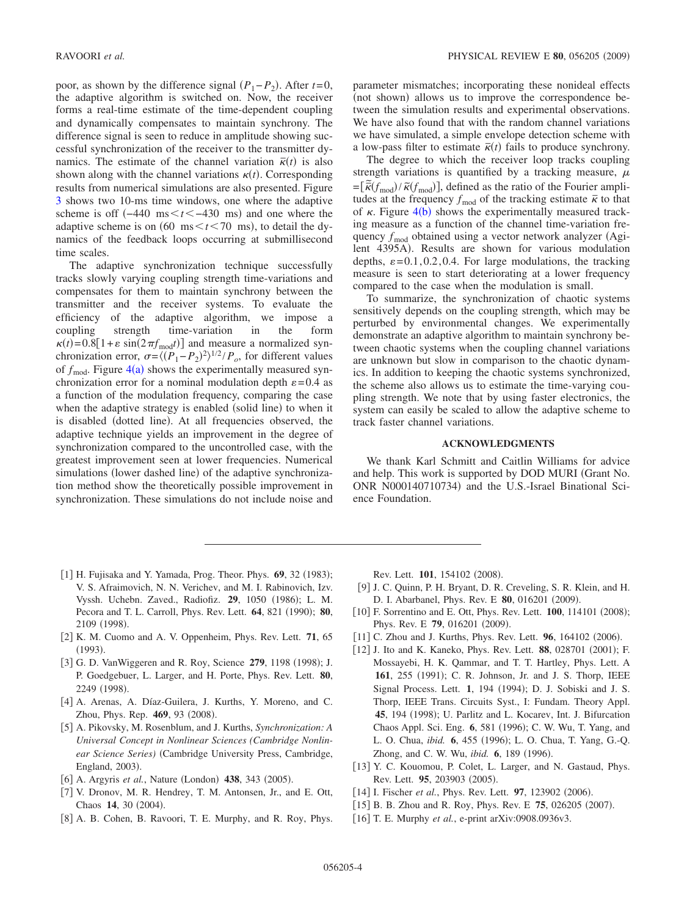poor, as shown by the difference signal $(P_1-P_2)$. After $t=0$, the adaptive algorithm is switched on. Now, the receiver forms a real-time estimate of the time-dependent coupling and dynamically compensates to maintain synchrony. The difference signal is seen to reduce in amplitude showing successful synchronization of the receiver to the transmitter dynamics. The estimate of the channel variation $\bar{\kappa}(t)$ is also shown along with the channel variations $\kappa(t)$. Corresponding results from numerical simulations are also presented. Figure 3 shows two 10-ms time windows, one where the adaptive scheme is off $(-440 \text{ ms} < t < -430 \text{ ms})$ and one where the adaptive scheme is on $(60 \text{ ms} < t < 70 \text{ ms})$, to detail the dynamics of the feedback loops occurring at submillisecond time scales.

The adaptive synchronization technique successfully tracks slowly varying coupling strength time-variations and compensates for them to maintain synchrony between the transmitter and the receiver systems. To evaluate the efficiency of the adaptive algorithm, we impose a coupling strength time-variation in the form $\kappa(t)=0.8[1+\varepsilon \sin(2\pi f_{\text{mod}} t)]$ and measure a normalized synchronization error, $\sigma = \langle (P_1-P_2)^2 \rangle^{1/2} / P_o$, for different values of $f_{\text{mod}}$. Figure 4(a) shows the experimentally measured synchronization error for a nominal modulation depth $\varepsilon=0.4$ as a function of the modulation frequency, comparing the case when the adaptive strategy is enabled (solid line) to when it is disabled (dotted line). At all frequencies observed, the adaptive technique yields an improvement in the degree of synchronization compared to the uncontrolled case, with the greatest improvement seen at lower frequencies. Numerical simulations (lower dashed line) of the adaptive synchronization method show the theoretically possible improvement in synchronization. These simulations do not include noise and parameter mismatches; incorporating these nonideal effects (not shown) allows us to improve the correspondence between the simulation results and experimental observations. We have also found that with the random channel variations we have simulated, a simple envelope detection scheme with a low-pass filter to estimate $\bar{\kappa}(t)$ fails to produce synchrony.

The degree to which the receiver loop tracks coupling strength variations is quantified by a tracking measure, $\mu = [\tilde{\bar{\kappa}}(f_{\text{mod}}) / \tilde{\kappa}(f_{\text{mod}})]$, defined as the ratio of the Fourier amplitudes at the frequency $f_{\text{mod}}$ of the tracking estimate $\bar{\kappa}$ to that of $\kappa$. Figure 4(b) shows the experimentally measured tracking measure as a function of the channel time-variation frequency $f_{\text{mod}}$ obtained using a vector network analyzer (Agilent 4395A). Results are shown for various modulation depths, $\varepsilon=0.1, 0.2, 0.4$. For large modulations, the tracking measure is seen to start deteriorating at a lower frequency compared to the case when the modulation is small.

To summarize, the synchronization of chaotic systems sensitively depends on the coupling strength, which may be perturbed by environmental changes. We experimentally demonstrate an adaptive algorithm to maintain synchrony between chaotic systems when the coupling channel variations are unknown but slow in comparison to the chaotic dynamics. In addition to keeping the chaotic systems synchronized, the scheme also allows us to estimate the time-varying coupling strength. We note that by using faster electronics, the system can easily be scaled to allow the adaptive scheme to track faster channel variations.

## ACKNOWLEDGMENTS

We thank Karl Schmitt and Caitlin Williams for advice and help. This work is supported by DOD MURI (Grant No. ONR N000140710734) and the U.S.-Israel Binational Science Foundation.

---

[1] H. Fujisaka and Y. Yamada, Prog. Theor. Phys. **69**, 32 (1983); V. S. Afraimovich, N. N. Verichev, and M. I. Rabinovich, Izv. Vyssh. Uchebn. Zaved., Radiofiz. **29**, 1050 (1986); L. M. Pecora and T. L. Carroll, Phys. Rev. Lett. **64**, 821 (1990); **80**, 2109 (1998).

[2] K. M. Cuomo and A. V. Oppenheim, Phys. Rev. Lett. **71**, 65 (1993).

[3] G. D. VanWiggeren and R. Roy, Science **279**, 1198 (1998); J. P. Goedgebuer, L. Larger, and H. Porte, Phys. Rev. Lett. **80**, 2249 (1998).

[4] A. Arenas, A. Díaz-Guilera, J. Kurths, Y. Moreno, and C. Zhou, Phys. Rep. **469**, 93 (2008).

[5] A. Pikovsky, M. Rosenblum, and J. Kurths, *Synchronization: A Universal Concept in Nonlinear Sciences (Cambridge Nonlinear Science Series)* (Cambridge University Press, Cambridge, England, 2003).

[6] A. Argyris *et al.*, Nature (London) **438**, 343 (2005).

[7] V. Dronov, M. R. Hendrey, T. M. Antonsen, Jr., and E. Ott, Chaos **14**, 30 (2004).

[8] A. B. Cohen, B. Ravoori, T. E. Murphy, and R. Roy, Phys. Rev. Lett. **101**, 154102 (2008).

[9] J. C. Quinn, P. H. Bryant, D. R. Creveling, S. R. Klein, and H. D. I. Abarbanel, Phys. Rev. E **80**, 016201 (2009).

[10] F. Sorrentino and E. Ott, Phys. Rev. Lett. **100**, 114101 (2008); Phys. Rev. E **79**, 016201 (2009).

[11] C. Zhou and J. Kurths, Phys. Rev. Lett. **96**, 164102 (2006).

[12] J. Ito and K. Kaneko, Phys. Rev. Lett. **88**, 028701 (2001); F. Mossayebi, H. K. Qammar, and T. T. Hartley, Phys. Lett. A **161**, 255 (1991); C. R. Johnson, Jr. and J. S. Thorp, IEEE Signal Process. Lett. **1**, 194 (1994); D. J. Sobiski and J. S. Thorp, IEEE Trans. Circuits Syst., I: Fundam. Theory Appl. **45**, 194 (1998); U. Parlitz and L. Kocarev, Int. J. Bifurcation Chaos Appl. Sci. Eng. **6**, 581 (1996); C. W. Wu, T. Yang, and L. O. Chua, *ibid.* **6**, 455 (1996); L. O. Chua, T. Yang, G.-Q. Zhong, and C. W. Wu, *ibid.* **6**, 189 (1996).

[13] Y. C. Kouomou, P. Colet, L. Larger, and N. Gastaud, Phys. Rev. Lett. **95**, 203903 (2005).

[14] I. Fischer *et al.*, Phys. Rev. Lett. **97**, 123902 (2006).

[15] B. B. Zhou and R. Roy, Phys. Rev. E **75**, 026205 (2007).

[16] T. E. Murphy *et al.*, e-print arXiv:0908.0936v3.